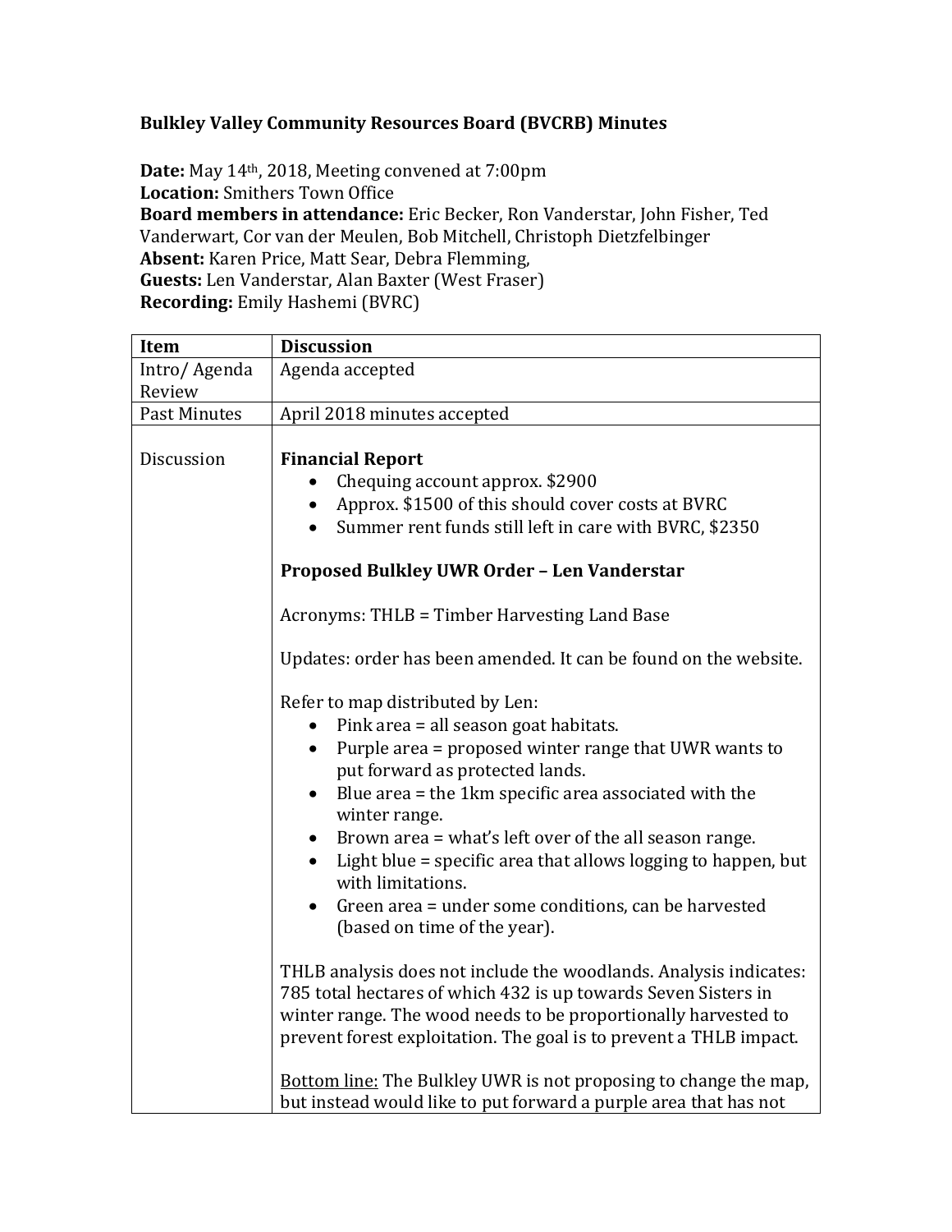**Bulkley Valley Community Resources Board (BVCRB) Minutes**

**Date:** May 14th, 2018, Meeting convened at 7:00pm
**Location:** Smithers Town Office
**Board members in attendance:** Eric Becker, Ron Vanderstar, John Fisher, Ted Vanderwart, Cor van der Meulen, Bob Mitchell, Christoph Dietzfelbinger
**Absent:** Karen Price, Matt Sear, Debra Flemming,
**Guests:** Len Vanderstar, Alan Baxter (West Fraser)
**Recording:** Emily Hashemi (BVRC)

| **Item** | **Discussion** |
|---|---|
| Intro/ Agenda Review | Agenda accepted |
| Past Minutes | April 2018 minutes accepted |
| Discussion | **Financial Report**<br>• Chequing account approx. $2900<br>• Approx. $1500 of this should cover costs at BVRC<br>• Summer rent funds still left in care with BVRC, $2350<br><br>**Proposed Bulkley UWR Order – Len Vanderstar**<br><br>Acronyms: THLB = Timber Harvesting Land Base<br><br>Updates: order has been amended. It can be found on the website.<br><br>Refer to map distributed by Len:<br>• Pink area = all season goat habitats.<br>• Purple area = proposed winter range that UWR wants to put forward as protected lands.<br>• Blue area = the 1km specific area associated with the winter range.<br>• Brown area = what's left over of the all season range.<br>• Light blue = specific area that allows logging to happen, but with limitations.<br>• Green area = under some conditions, can be harvested (based on time of the year).<br><br>THLB analysis does not include the woodlands. Analysis indicates: 785 total hectares of which 432 is up towards Seven Sisters in winter range. The wood needs to be proportionally harvested to prevent forest exploitation. The goal is to prevent a THLB impact.<br><br><u>Bottom line:</u> The Bulkley UWR is not proposing to change the map, but instead would like to put forward a purple area that has not |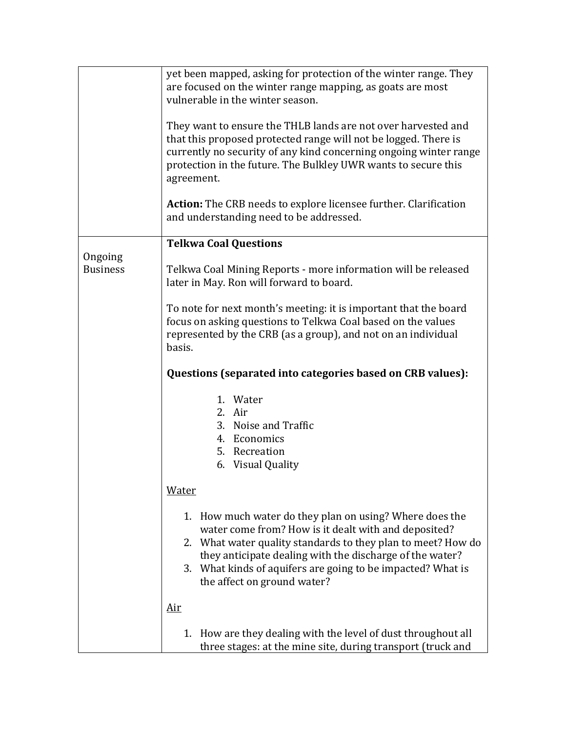| | |
|---|---|
| | yet been mapped, asking for protection of the winter range. They are focused on the winter range mapping, as goats are most vulnerable in the winter season.<br><br>They want to ensure the THLB lands are not over harvested and that this proposed protected range will not be logged. There is currently no security of any kind concerning ongoing winter range protection in the future. The Bulkley UWR wants to secure this agreement.<br><br>**Action:** The CRB needs to explore licensee further. Clarification and understanding need to be addressed. |
| Ongoing Business | **Telkwa Coal Questions**<br><br>Telkwa Coal Mining Reports - more information will be released later in May. Ron will forward to board.<br><br>To note for next month's meeting: it is important that the board focus on asking questions to Telkwa Coal based on the values represented by the CRB (as a group), and not on an individual basis.<br><br>**Questions (separated into categories based on CRB values):**<br><br>1. Water<br>2. Air<br>3. Noise and Traffic<br>4. Economics<br>5. Recreation<br>6. Visual Quality<br><br><u>Water</u><br><br>1. How much water do they plan on using? Where does the water come from? How is it dealt with and deposited?<br>2. What water quality standards to they plan to meet? How do they anticipate dealing with the discharge of the water?<br>3. What kinds of aquifers are going to be impacted? What is the affect on ground water?<br><br><u>Air</u><br><br>1. How are they dealing with the level of dust throughout all three stages: at the mine site, during transport (truck and |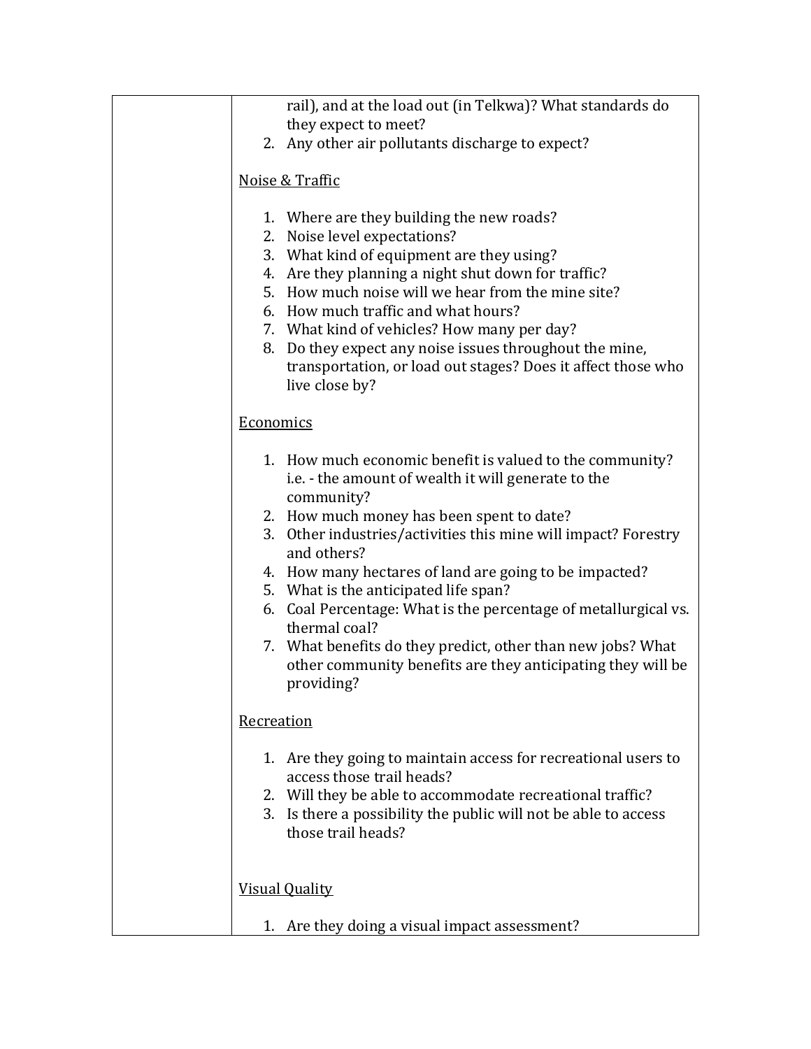| | |
|---|---|
| | rail), and at the load out (in Telkwa)? What standards do they expect to meet?<br>2. Any other air pollutants discharge to expect?<br><br><u>Noise & Traffic</u><br><br>1. Where are they building the new roads?<br>2. Noise level expectations?<br>3. What kind of equipment are they using?<br>4. Are they planning a night shut down for traffic?<br>5. How much noise will we hear from the mine site?<br>6. How much traffic and what hours?<br>7. What kind of vehicles? How many per day?<br>8. Do they expect any noise issues throughout the mine, transportation, or load out stages? Does it affect those who live close by?<br><br><u>Economics</u><br><br>1. How much economic benefit is valued to the community? i.e. - the amount of wealth it will generate to the community?<br>2. How much money has been spent to date?<br>3. Other industries/activities this mine will impact? Forestry and others?<br>4. How many hectares of land are going to be impacted?<br>5. What is the anticipated life span?<br>6. Coal Percentage: What is the percentage of metallurgical vs. thermal coal?<br>7. What benefits do they predict, other than new jobs? What other community benefits are they anticipating they will be providing?<br><br><u>Recreation</u><br><br>1. Are they going to maintain access for recreational users to access those trail heads?<br>2. Will they be able to accommodate recreational traffic?<br>3. Is there a possibility the public will not be able to access those trail heads?<br><br><u>Visual Quality</u><br><br>1. Are they doing a visual impact assessment? |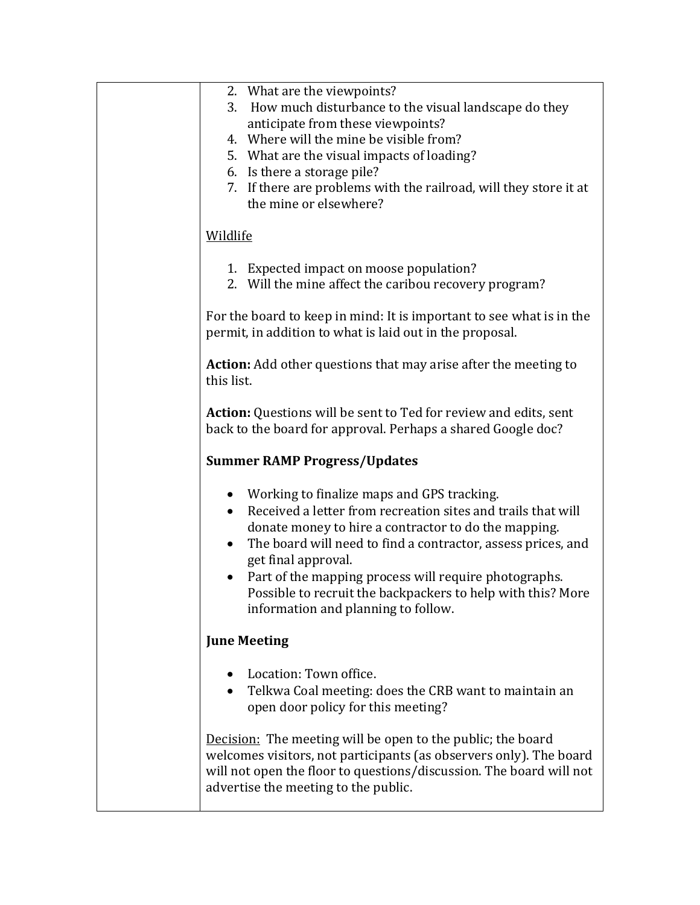2. What are the viewpoints?
3. How much disturbance to the visual landscape do they anticipate from these viewpoints?
4. Where will the mine be visible from?
5. What are the visual impacts of loading?
6. Is there a storage pile?
7. If there are problems with the railroad, will they store it at the mine or elsewhere?

Wildlife

1. Expected impact on moose population?
2. Will the mine affect the caribou recovery program?

For the board to keep in mind: It is important to see what is in the permit, in addition to what is laid out in the proposal.

**Action:** Add other questions that may arise after the meeting to this list.

**Action:** Questions will be sent to Ted for review and edits, sent back to the board for approval. Perhaps a shared Google doc?

**Summer RAMP Progress/Updates**

- Working to finalize maps and GPS tracking.
- Received a letter from recreation sites and trails that will donate money to hire a contractor to do the mapping.
- The board will need to find a contractor, assess prices, and get final approval.
- Part of the mapping process will require photographs. Possible to recruit the backpackers to help with this? More information and planning to follow.

**June Meeting**

- Location: Town office.
- Telkwa Coal meeting: does the CRB want to maintain an open door policy for this meeting?

Decision: The meeting will be open to the public; the board welcomes visitors, not participants (as observers only). The board will not open the floor to questions/discussion. The board will not advertise the meeting to the public.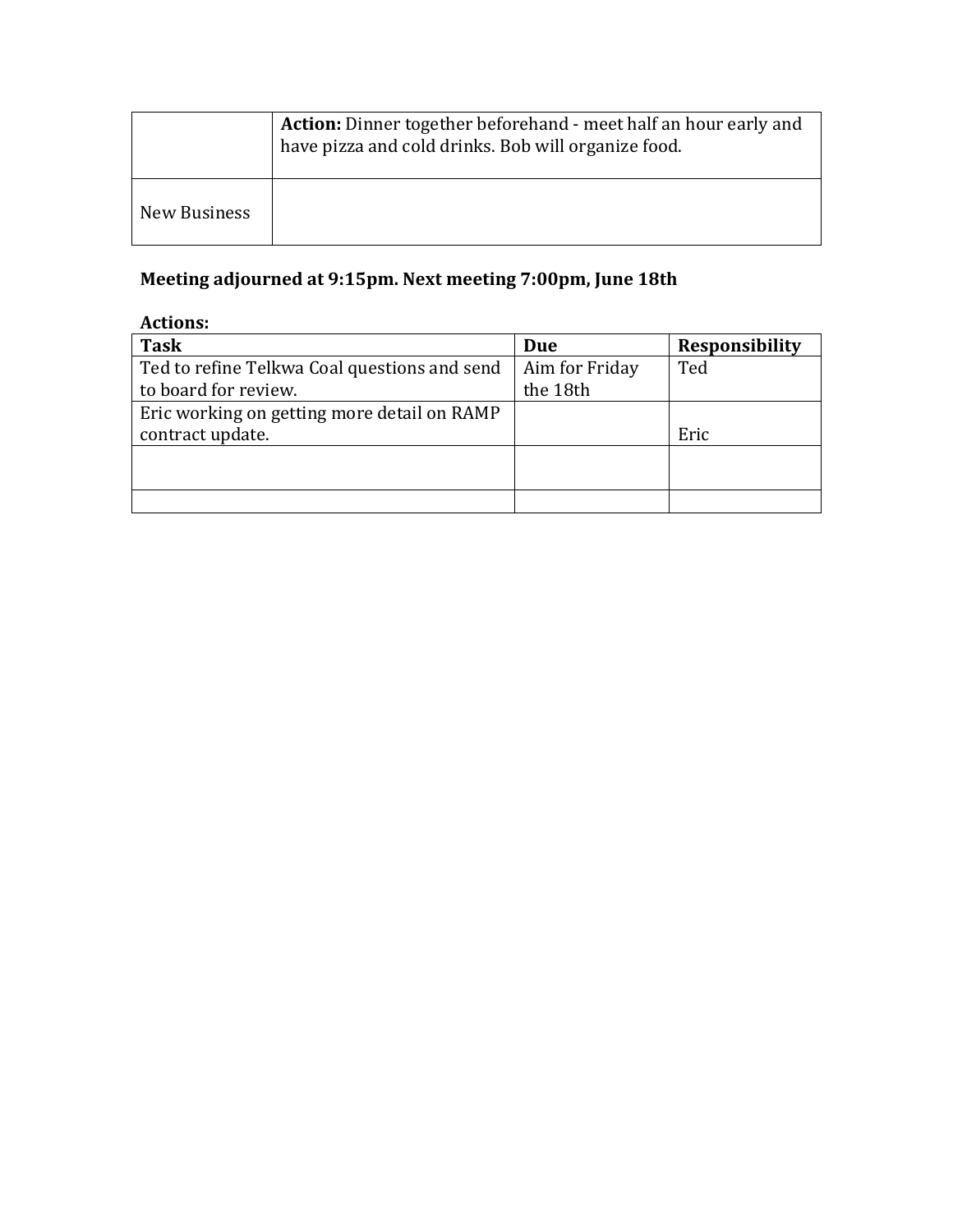| | |
|---|---|
| | **Action:** Dinner together beforehand - meet half an hour early and have pizza and cold drinks. Bob will organize food. |
| New Business | |

**Meeting adjourned at 9:15pm. Next meeting 7:00pm, June 18th**

**Actions:**

| Task | Due | Responsibility |
|---|---|---|
| Ted to refine Telkwa Coal questions and send to board for review. | Aim for Friday the 18th | Ted |
| Eric working on getting more detail on RAMP contract update. | | Eric |
| | | |
| | | |